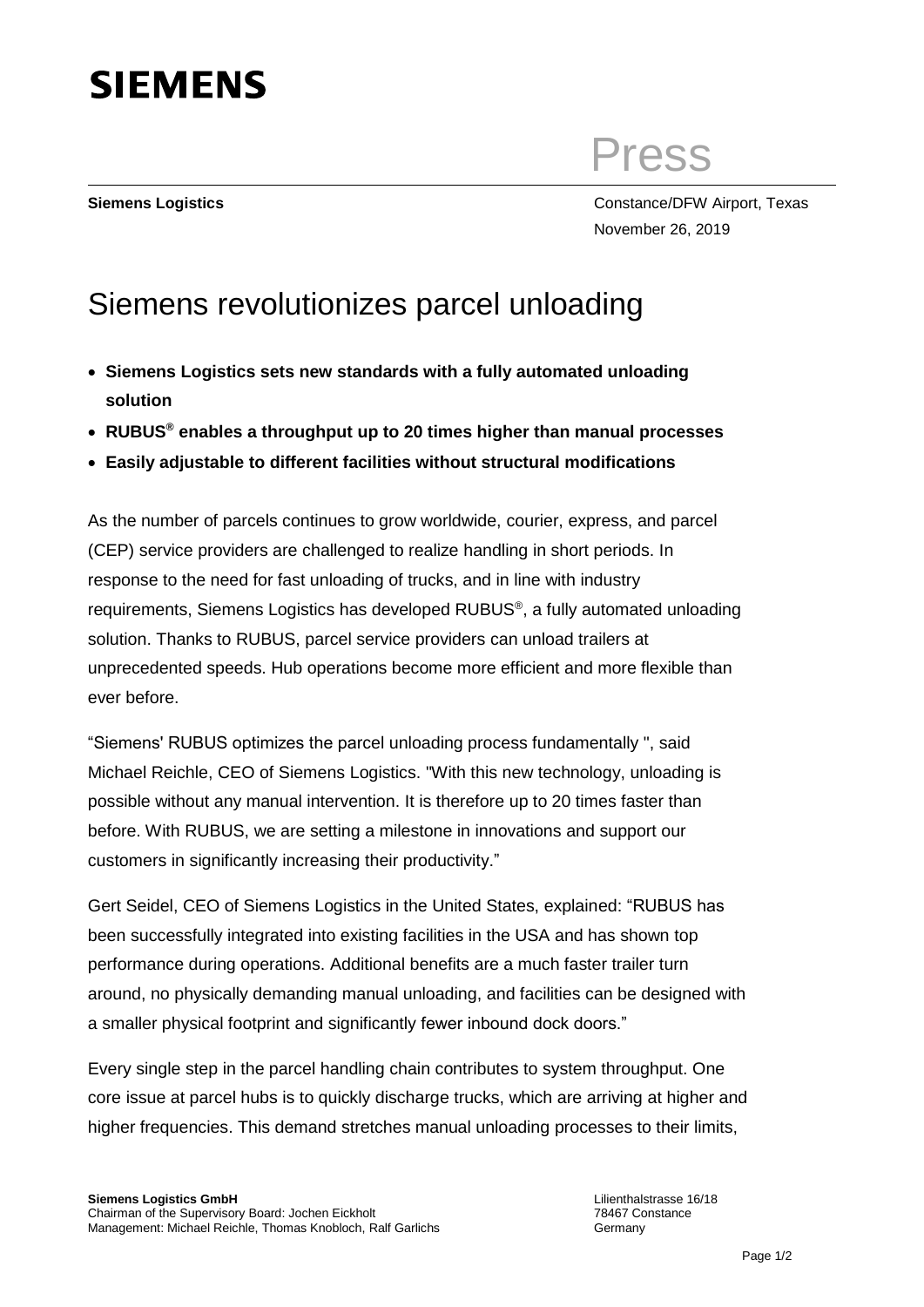**SIEMENS**

Press

**Siemens Logistics**

Constance/DFW Airport, Texas
November 26, 2019

# Siemens revolutionizes parcel unloading

- **Siemens Logistics sets new standards with a fully automated unloading solution**
- **RUBUS® enables a throughput up to 20 times higher than manual processes**
- **Easily adjustable to different facilities without structural modifications**

As the number of parcels continues to grow worldwide, courier, express, and parcel (CEP) service providers are challenged to realize handling in short periods. In response to the need for fast unloading of trucks, and in line with industry requirements, Siemens Logistics has developed RUBUS®, a fully automated unloading solution. Thanks to RUBUS, parcel service providers can unload trailers at unprecedented speeds. Hub operations become more efficient and more flexible than ever before.

"Siemens' RUBUS optimizes the parcel unloading process fundamentally ", said Michael Reichle, CEO of Siemens Logistics. "With this new technology, unloading is possible without any manual intervention. It is therefore up to 20 times faster than before. With RUBUS, we are setting a milestone in innovations and support our customers in significantly increasing their productivity."

Gert Seidel, CEO of Siemens Logistics in the United States, explained: "RUBUS has been successfully integrated into existing facilities in the USA and has shown top performance during operations. Additional benefits are a much faster trailer turn around, no physically demanding manual unloading, and facilities can be designed with a smaller physical footprint and significantly fewer inbound dock doors."

Every single step in the parcel handling chain contributes to system throughput. One core issue at parcel hubs is to quickly discharge trucks, which are arriving at higher and higher frequencies. This demand stretches manual unloading processes to their limits,

**Siemens Logistics GmbH**
Chairman of the Supervisory Board: Jochen Eickholt
Management: Michael Reichle, Thomas Knobloch, Ralf Garlichs

Lilienthalstrasse 16/18
78467 Constance
Germany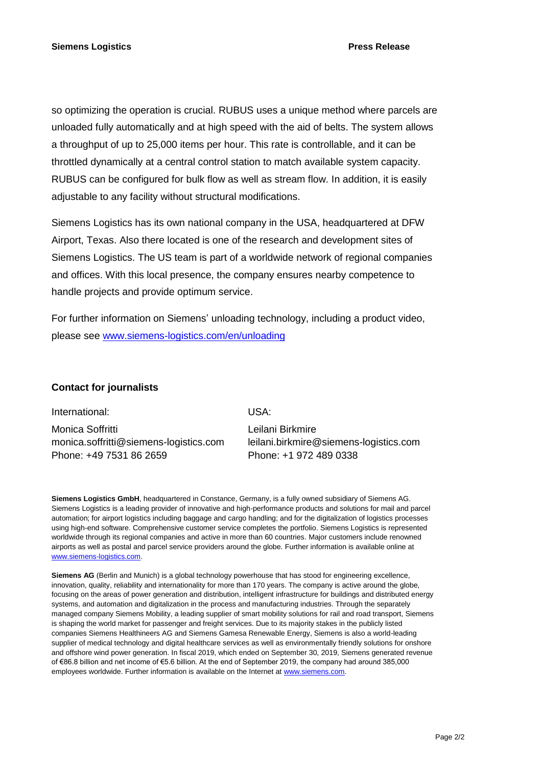so optimizing the operation is crucial. RUBUS uses a unique method where parcels are unloaded fully automatically and at high speed with the aid of belts. The system allows a throughput of up to 25,000 items per hour. This rate is controllable, and it can be throttled dynamically at a central control station to match available system capacity. RUBUS can be configured for bulk flow as well as stream flow. In addition, it is easily adjustable to any facility without structural modifications.

Siemens Logistics has its own national company in the USA, headquartered at DFW Airport, Texas. Also there located is one of the research and development sites of Siemens Logistics. The US team is part of a worldwide network of regional companies and offices. With this local presence, the company ensures nearby competence to handle projects and provide optimum service.

For further information on Siemens' unloading technology, including a product video, please see www.siemens-logistics.com/en/unloading

## Contact for journalists

International:

Monica Soffritti
monica.soffritti@siemens-logistics.com
Phone: +49 7531 86 2659

USA:

Leilani Birkmire
leilani.birkmire@siemens-logistics.com
Phone: +1 972 489 0338

**Siemens Logistics GmbH**, headquartered in Constance, Germany, is a fully owned subsidiary of Siemens AG. Siemens Logistics is a leading provider of innovative and high-performance products and solutions for mail and parcel automation; for airport logistics including baggage and cargo handling; and for the digitalization of logistics processes using high-end software. Comprehensive customer service completes the portfolio. Siemens Logistics is represented worldwide through its regional companies and active in more than 60 countries. Major customers include renowned airports as well as postal and parcel service providers around the globe. Further information is available online at www.siemens-logistics.com.

**Siemens AG** (Berlin and Munich) is a global technology powerhouse that has stood for engineering excellence, innovation, quality, reliability and internationality for more than 170 years. The company is active around the globe, focusing on the areas of power generation and distribution, intelligent infrastructure for buildings and distributed energy systems, and automation and digitalization in the process and manufacturing industries. Through the separately managed company Siemens Mobility, a leading supplier of smart mobility solutions for rail and road transport, Siemens is shaping the world market for passenger and freight services. Due to its majority stakes in the publicly listed companies Siemens Healthineers AG and Siemens Gamesa Renewable Energy, Siemens is also a world-leading supplier of medical technology and digital healthcare services as well as environmentally friendly solutions for onshore and offshore wind power generation. In fiscal 2019, which ended on September 30, 2019, Siemens generated revenue of €86.8 billion and net income of €5.6 billion. At the end of September 2019, the company had around 385,000 employees worldwide. Further information is available on the Internet at www.siemens.com.